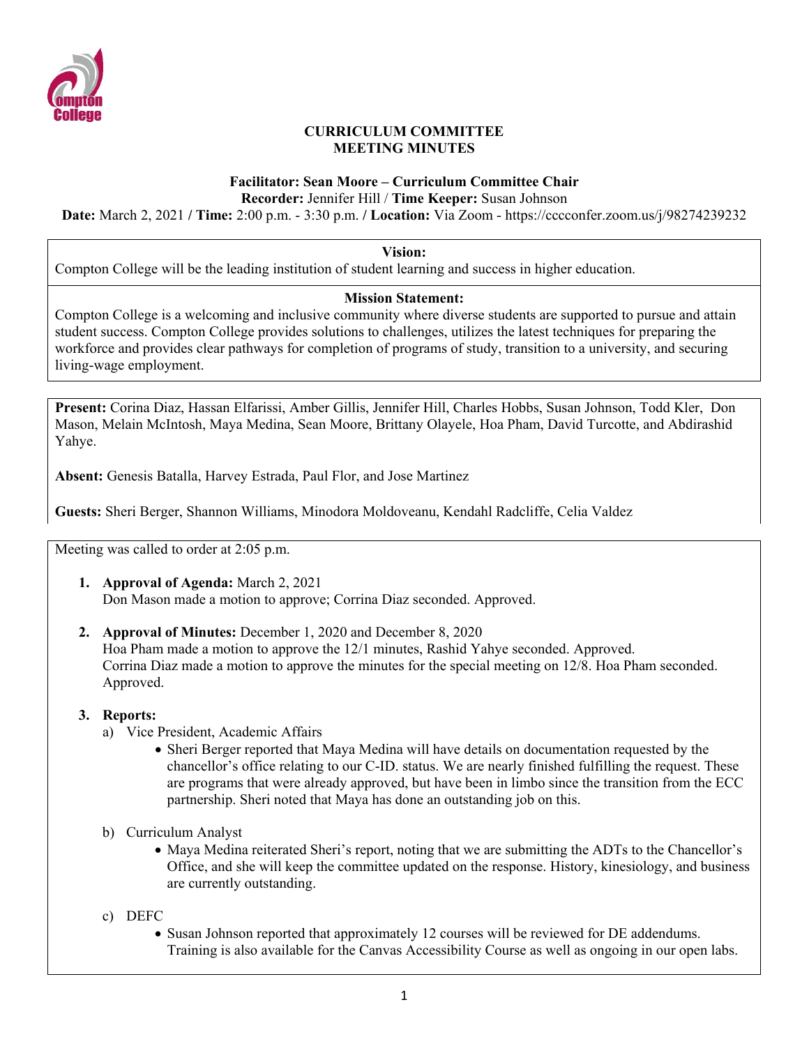# CURRICULUM COMMITTEE
# MEETING MINUTES

**Facilitator: Sean Moore – Curriculum Committee Chair**
**Recorder:** Jennifer Hill / **Time Keeper:** Susan Johnson
**Date:** March 2, 2021 **/ Time:** 2:00 p.m. - 3:30 p.m. **/ Location:** Via Zoom - https://cccconfer.zoom.us/j/98274239232

**Vision:**
Compton College will be the leading institution of student learning and success in higher education.

**Mission Statement:**
Compton College is a welcoming and inclusive community where diverse students are supported to pursue and attain student success. Compton College provides solutions to challenges, utilizes the latest techniques for preparing the workforce and provides clear pathways for completion of programs of study, transition to a university, and securing living-wage employment.

**Present:** Corina Diaz, Hassan Elfarissi, Amber Gillis, Jennifer Hill, Charles Hobbs, Susan Johnson, Todd Kler, Don Mason, Melain McIntosh, Maya Medina, Sean Moore, Brittany Olayele, Hoa Pham, David Turcotte, and Abdirashid Yahye.

**Absent:** Genesis Batalla, Harvey Estrada, Paul Flor, and Jose Martinez

**Guests:** Sheri Berger, Shannon Williams, Minodora Moldoveanu, Kendahl Radcliffe, Celia Valdez

Meeting was called to order at 2:05 p.m.

1. **Approval of Agenda:** March 2, 2021
   Don Mason made a motion to approve; Corrina Diaz seconded. Approved.

2. **Approval of Minutes:** December 1, 2020 and December 8, 2020
   Hoa Pham made a motion to approve the 12/1 minutes, Rashid Yahye seconded. Approved.
   Corrina Diaz made a motion to approve the minutes for the special meeting on 12/8. Hoa Pham seconded. Approved.

3. **Reports:**
   a) Vice President, Academic Affairs
      - Sheri Berger reported that Maya Medina will have details on documentation requested by the chancellor's office relating to our C-ID. status. We are nearly finished fulfilling the request. These are programs that were already approved, but have been in limbo since the transition from the ECC partnership. Sheri noted that Maya has done an outstanding job on this.

   b) Curriculum Analyst
      - Maya Medina reiterated Sheri's report, noting that we are submitting the ADTs to the Chancellor's Office, and she will keep the committee updated on the response. History, kinesiology, and business are currently outstanding.

   c) DEFC
      - Susan Johnson reported that approximately 12 courses will be reviewed for DE addendums. Training is also available for the Canvas Accessibility Course as well as ongoing in our open labs.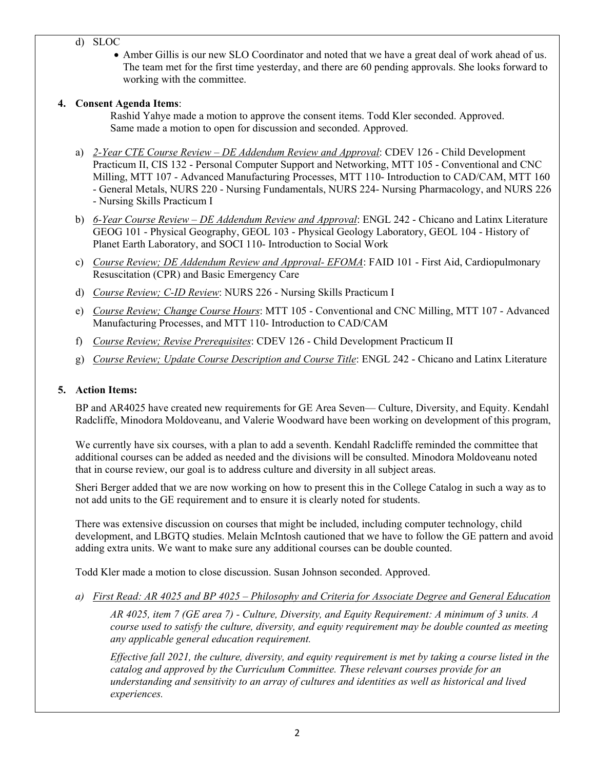d) SLOC
   - Amber Gillis is our new SLO Coordinator and noted that we have a great deal of work ahead of us. The team met for the first time yesterday, and there are 60 pending approvals. She looks forward to working with the committee.

**4. Consent Agenda Items**:

Rashid Yahye made a motion to approve the consent items. Todd Kler seconded. Approved.
Same made a motion to open for discussion and seconded. Approved.

a) *2-Year CTE Course Review – DE Addendum Review and Approval*: CDEV 126 - Child Development Practicum II, CIS 132 - Personal Computer Support and Networking, MTT 105 - Conventional and CNC Milling, MTT 107 - Advanced Manufacturing Processes, MTT 110- Introduction to CAD/CAM, MTT 160 - General Metals, NURS 220 - Nursing Fundamentals, NURS 224- Nursing Pharmacology, and NURS 226 - Nursing Skills Practicum I

b) *6-Year Course Review – DE Addendum Review and Approval*: ENGL 242 - Chicano and Latinx Literature GEOG 101 - Physical Geography, GEOL 103 - Physical Geology Laboratory, GEOL 104 - History of Planet Earth Laboratory, and SOCI 110- Introduction to Social Work

c) *Course Review; DE Addendum Review and Approval- EFOMA*: FAID 101 - First Aid, Cardiopulmonary Resuscitation (CPR) and Basic Emergency Care

d) *Course Review; C-ID Review*: NURS 226 - Nursing Skills Practicum I

e) *Course Review; Change Course Hours*: MTT 105 - Conventional and CNC Milling, MTT 107 - Advanced Manufacturing Processes, and MTT 110- Introduction to CAD/CAM

f) *Course Review; Revise Prerequisites*: CDEV 126 - Child Development Practicum II

g) *Course Review; Update Course Description and Course Title*: ENGL 242 - Chicano and Latinx Literature

**5. Action Items:**

BP and AR4025 have created new requirements for GE Area Seven— Culture, Diversity, and Equity. Kendahl Radcliffe, Minodora Moldoveanu, and Valerie Woodward have been working on development of this program,

We currently have six courses, with a plan to add a seventh. Kendahl Radcliffe reminded the committee that additional courses can be added as needed and the divisions will be consulted. Minodora Moldoveanu noted that in course review, our goal is to address culture and diversity in all subject areas.

Sheri Berger added that we are now working on how to present this in the College Catalog in such a way as to not add units to the GE requirement and to ensure it is clearly noted for students.

There was extensive discussion on courses that might be included, including computer technology, child development, and LBGTQ studies. Melain McIntosh cautioned that we have to follow the GE pattern and avoid adding extra units. We want to make sure any additional courses can be double counted.

Todd Kler made a motion to close discussion. Susan Johnson seconded. Approved.

*a) First Read: AR 4025 and BP 4025 – Philosophy and Criteria for Associate Degree and General Education*

*AR 4025, item 7 (GE area 7) - Culture, Diversity, and Equity Requirement: A minimum of 3 units. A course used to satisfy the culture, diversity, and equity requirement may be double counted as meeting any applicable general education requirement.*

*Effective fall 2021, the culture, diversity, and equity requirement is met by taking a course listed in the catalog and approved by the Curriculum Committee. These relevant courses provide for an understanding and sensitivity to an array of cultures and identities as well as historical and lived experiences.*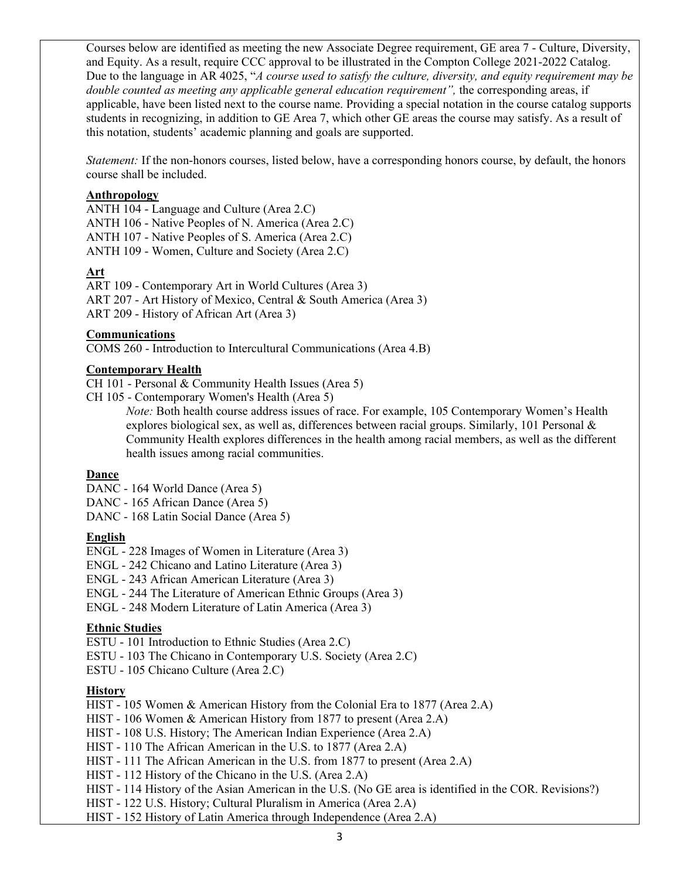Courses below are identified as meeting the new Associate Degree requirement, GE area 7 - Culture, Diversity, and Equity. As a result, require CCC approval to be illustrated in the Compton College 2021-2022 Catalog. Due to the language in AR 4025, "*A course used to satisfy the culture, diversity, and equity requirement may be double counted as meeting any applicable general education requirement",* the corresponding areas, if applicable, have been listed next to the course name. Providing a special notation in the course catalog supports students in recognizing, in addition to GE Area 7, which other GE areas the course may satisfy. As a result of this notation, students' academic planning and goals are supported.

*Statement:* If the non-honors courses, listed below, have a corresponding honors course, by default, the honors course shall be included.

**Anthropology**

ANTH 104 - Language and Culture (Area 2.C)
ANTH 106 - Native Peoples of N. America (Area 2.C)
ANTH 107 - Native Peoples of S. America (Area 2.C)
ANTH 109 - Women, Culture and Society (Area 2.C)

**Art**

ART 109 - Contemporary Art in World Cultures (Area 3)
ART 207 - Art History of Mexico, Central & South America (Area 3)
ART 209 - History of African Art (Area 3)

**Communications**

COMS 260 - Introduction to Intercultural Communications (Area 4.B)

**Contemporary Health**

CH 101 - Personal & Community Health Issues (Area 5)
CH 105 - Contemporary Women's Health (Area 5)

> *Note:* Both health course address issues of race. For example, 105 Contemporary Women's Health explores biological sex, as well as, differences between racial groups. Similarly, 101 Personal & Community Health explores differences in the health among racial members, as well as the different health issues among racial communities.

**Dance**

DANC - 164 World Dance (Area 5)
DANC - 165 African Dance (Area 5)
DANC - 168 Latin Social Dance (Area 5)

**English**

ENGL - 228 Images of Women in Literature (Area 3)
ENGL - 242 Chicano and Latino Literature (Area 3)
ENGL - 243 African American Literature (Area 3)
ENGL - 244 The Literature of American Ethnic Groups (Area 3)
ENGL - 248 Modern Literature of Latin America (Area 3)

**Ethnic Studies**

ESTU - 101 Introduction to Ethnic Studies (Area 2.C)
ESTU - 103 The Chicano in Contemporary U.S. Society (Area 2.C)
ESTU - 105 Chicano Culture (Area 2.C)

**History**

HIST - 105 Women & American History from the Colonial Era to 1877 (Area 2.A)
HIST - 106 Women & American History from 1877 to present (Area 2.A)
HIST - 108 U.S. History; The American Indian Experience (Area 2.A)
HIST - 110 The African American in the U.S. to 1877 (Area 2.A)
HIST - 111 The African American in the U.S. from 1877 to present (Area 2.A)
HIST - 112 History of the Chicano in the U.S. (Area 2.A)
HIST - 114 History of the Asian American in the U.S. (No GE area is identified in the COR. Revisions?)
HIST - 122 U.S. History; Cultural Pluralism in America (Area 2.A)
HIST - 152 History of Latin America through Independence (Area 2.A)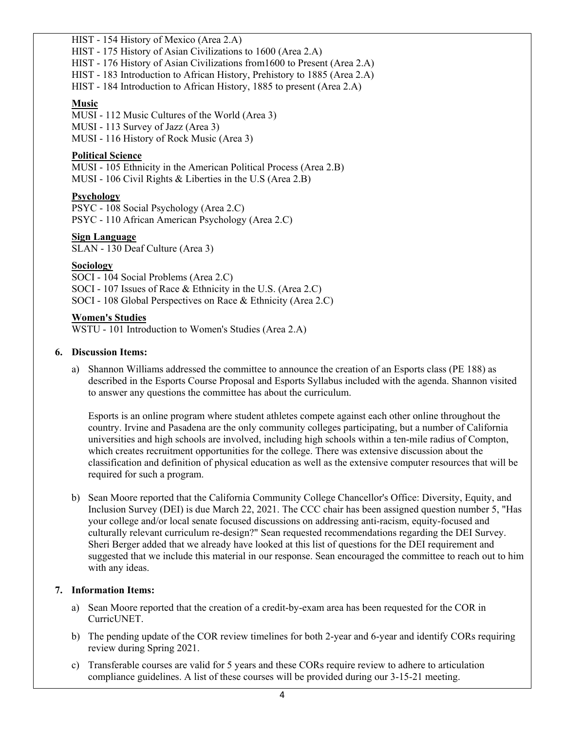HIST - 154 History of Mexico (Area 2.A)
HIST - 175 History of Asian Civilizations to 1600 (Area 2.A)
HIST - 176 History of Asian Civilizations from1600 to Present (Area 2.A)
HIST - 183 Introduction to African History, Prehistory to 1885 (Area 2.A)
HIST - 184 Introduction to African History, 1885 to present (Area 2.A)

**Music**
MUSI - 112 Music Cultures of the World (Area 3)
MUSI - 113 Survey of Jazz (Area 3)
MUSI - 116 History of Rock Music (Area 3)

**Political Science**
MUSI - 105 Ethnicity in the American Political Process (Area 2.B)
MUSI - 106 Civil Rights & Liberties in the U.S (Area 2.B)

**Psychology**
PSYC - 108 Social Psychology (Area 2.C)
PSYC - 110 African American Psychology (Area 2.C)

**Sign Language**
SLAN - 130 Deaf Culture (Area 3)

**Sociology**
SOCI - 104 Social Problems (Area 2.C)
SOCI - 107 Issues of Race & Ethnicity in the U.S. (Area 2.C)
SOCI - 108 Global Perspectives on Race & Ethnicity (Area 2.C)

**Women's Studies**
WSTU - 101 Introduction to Women's Studies (Area 2.A)

**6. Discussion Items:**

a) Shannon Williams addressed the committee to announce the creation of an Esports class (PE 188) as described in the Esports Course Proposal and Esports Syllabus included with the agenda. Shannon visited to answer any questions the committee has about the curriculum.

   Esports is an online program where student athletes compete against each other online throughout the country. Irvine and Pasadena are the only community colleges participating, but a number of California universities and high schools are involved, including high schools within a ten-mile radius of Compton, which creates recruitment opportunities for the college. There was extensive discussion about the classification and definition of physical education as well as the extensive computer resources that will be required for such a program.

b) Sean Moore reported that the California Community College Chancellor's Office: Diversity, Equity, and Inclusion Survey (DEI) is due March 22, 2021. The CCC chair has been assigned question number 5, "Has your college and/or local senate focused discussions on addressing anti-racism, equity-focused and culturally relevant curriculum re-design?" Sean requested recommendations regarding the DEI Survey. Sheri Berger added that we already have looked at this list of questions for the DEI requirement and suggested that we include this material in our response. Sean encouraged the committee to reach out to him with any ideas.

**7. Information Items:**

a) Sean Moore reported that the creation of a credit-by-exam area has been requested for the COR in CurricUNET.

b) The pending update of the COR review timelines for both 2-year and 6-year and identify CORs requiring review during Spring 2021.

c) Transferable courses are valid for 5 years and these CORs require review to adhere to articulation compliance guidelines. A list of these courses will be provided during our 3-15-21 meeting.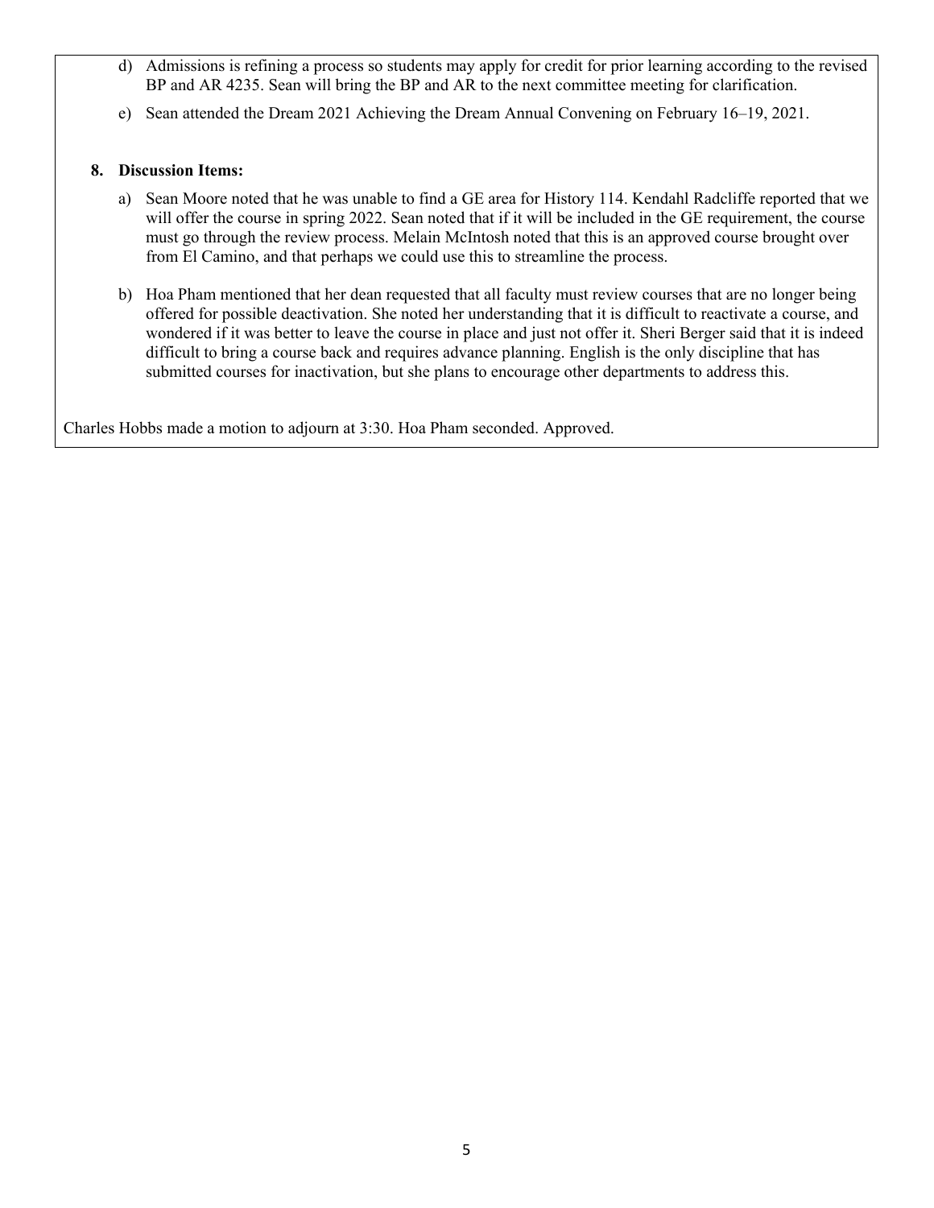d) Admissions is refining a process so students may apply for credit for prior learning according to the revised BP and AR 4235. Sean will bring the BP and AR to the next committee meeting for clarification.

e) Sean attended the Dream 2021 Achieving the Dream Annual Convening on February 16–19, 2021.

**8. Discussion Items:**

a) Sean Moore noted that he was unable to find a GE area for History 114. Kendahl Radcliffe reported that we will offer the course in spring 2022. Sean noted that if it will be included in the GE requirement, the course must go through the review process. Melain McIntosh noted that this is an approved course brought over from El Camino, and that perhaps we could use this to streamline the process.

b) Hoa Pham mentioned that her dean requested that all faculty must review courses that are no longer being offered for possible deactivation. She noted her understanding that it is difficult to reactivate a course, and wondered if it was better to leave the course in place and just not offer it. Sheri Berger said that it is indeed difficult to bring a course back and requires advance planning. English is the only discipline that has submitted courses for inactivation, but she plans to encourage other departments to address this.

Charles Hobbs made a motion to adjourn at 3:30. Hoa Pham seconded. Approved.